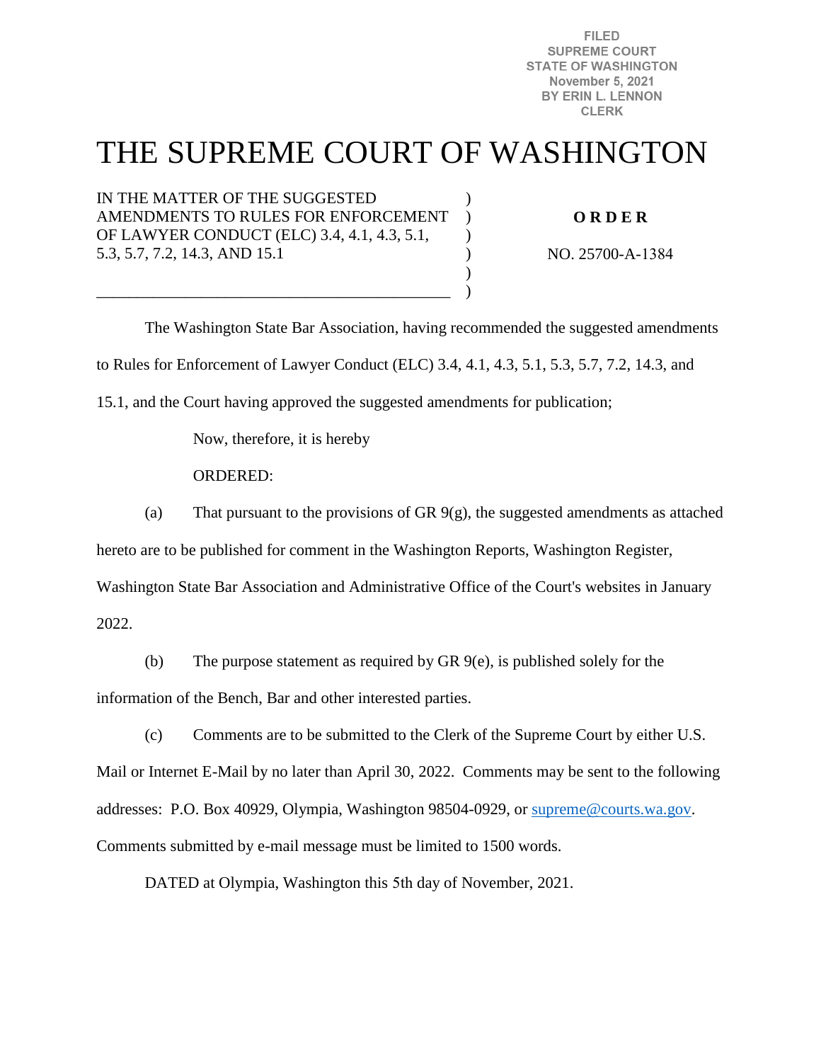FILED
SUPREME COURT
STATE OF WASHINGTON
November 5, 2021
BY ERIN L. LENNON
CLERK

# THE SUPREME COURT OF WASHINGTON

IN THE MATTER OF THE SUGGESTED AMENDMENTS TO RULES FOR ENFORCEMENT OF LAWYER CONDUCT (ELC) 3.4, 4.1, 4.3, 5.1, 5.3, 5.7, 7.2, 14.3, AND 15.1

**O R D E R**

NO. 25700-A-1384

The Washington State Bar Association, having recommended the suggested amendments to Rules for Enforcement of Lawyer Conduct (ELC) 3.4, 4.1, 4.3, 5.1, 5.3, 5.7, 7.2, 14.3, and 15.1, and the Court having approved the suggested amendments for publication;

Now, therefore, it is hereby

ORDERED:

(a) That pursuant to the provisions of GR 9(g), the suggested amendments as attached hereto are to be published for comment in the Washington Reports, Washington Register, Washington State Bar Association and Administrative Office of the Court's websites in January 2022.

(b) The purpose statement as required by GR 9(e), is published solely for the information of the Bench, Bar and other interested parties.

(c) Comments are to be submitted to the Clerk of the Supreme Court by either U.S. Mail or Internet E-Mail by no later than April 30, 2022. Comments may be sent to the following addresses: P.O. Box 40929, Olympia, Washington 98504-0929, or supreme@courts.wa.gov. Comments submitted by e-mail message must be limited to 1500 words.

DATED at Olympia, Washington this 5th day of November, 2021.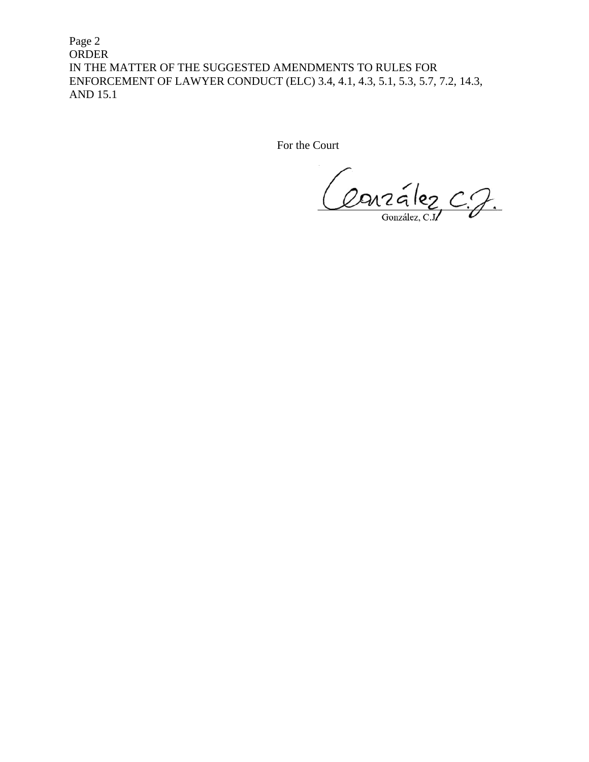For the Court

González, C.J.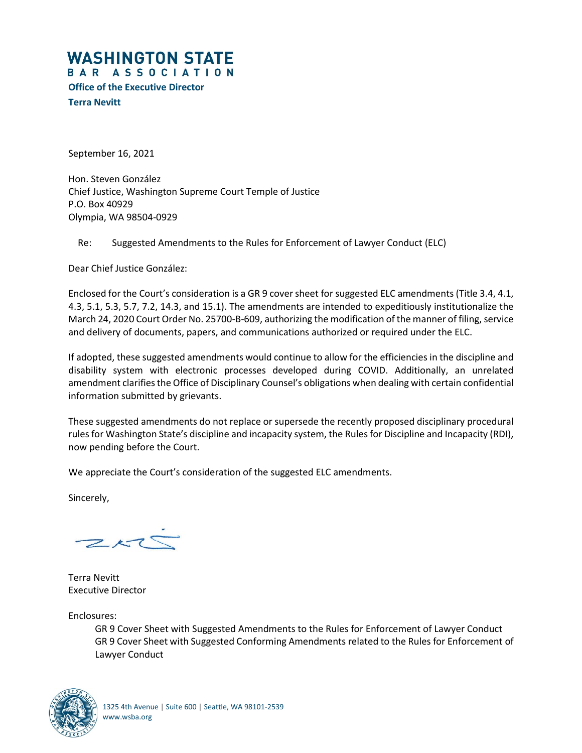# WASHINGTON STATE
BAR ASSOCIATION

**Office of the Executive Director**

**Terra Nevitt**

September 16, 2021

Hon. Steven González
Chief Justice, Washington Supreme Court Temple of Justice
P.O. Box 40929
Olympia, WA 98504-0929

Re: Suggested Amendments to the Rules for Enforcement of Lawyer Conduct (ELC)

Dear Chief Justice González:

Enclosed for the Court's consideration is a GR 9 cover sheet for suggested ELC amendments (Title 3.4, 4.1, 4.3, 5.1, 5.3, 5.7, 7.2, 14.3, and 15.1). The amendments are intended to expeditiously institutionalize the March 24, 2020 Court Order No. 25700-B-609, authorizing the modification of the manner of filing, service and delivery of documents, papers, and communications authorized or required under the ELC.

If adopted, these suggested amendments would continue to allow for the efficiencies in the discipline and disability system with electronic processes developed during COVID. Additionally, an unrelated amendment clarifies the Office of Disciplinary Counsel's obligations when dealing with certain confidential information submitted by grievants.

These suggested amendments do not replace or supersede the recently proposed disciplinary procedural rules for Washington State's discipline and incapacity system, the Rules for Discipline and Incapacity (RDI), now pending before the Court.

We appreciate the Court's consideration of the suggested ELC amendments.

Sincerely,

Terra Nevitt
Executive Director

Enclosures:

GR 9 Cover Sheet with Suggested Amendments to the Rules for Enforcement of Lawyer Conduct
GR 9 Cover Sheet with Suggested Conforming Amendments related to the Rules for Enforcement of Lawyer Conduct

1325 4th Avenue | Suite 600 | Seattle, WA 98101-2539
www.wsba.org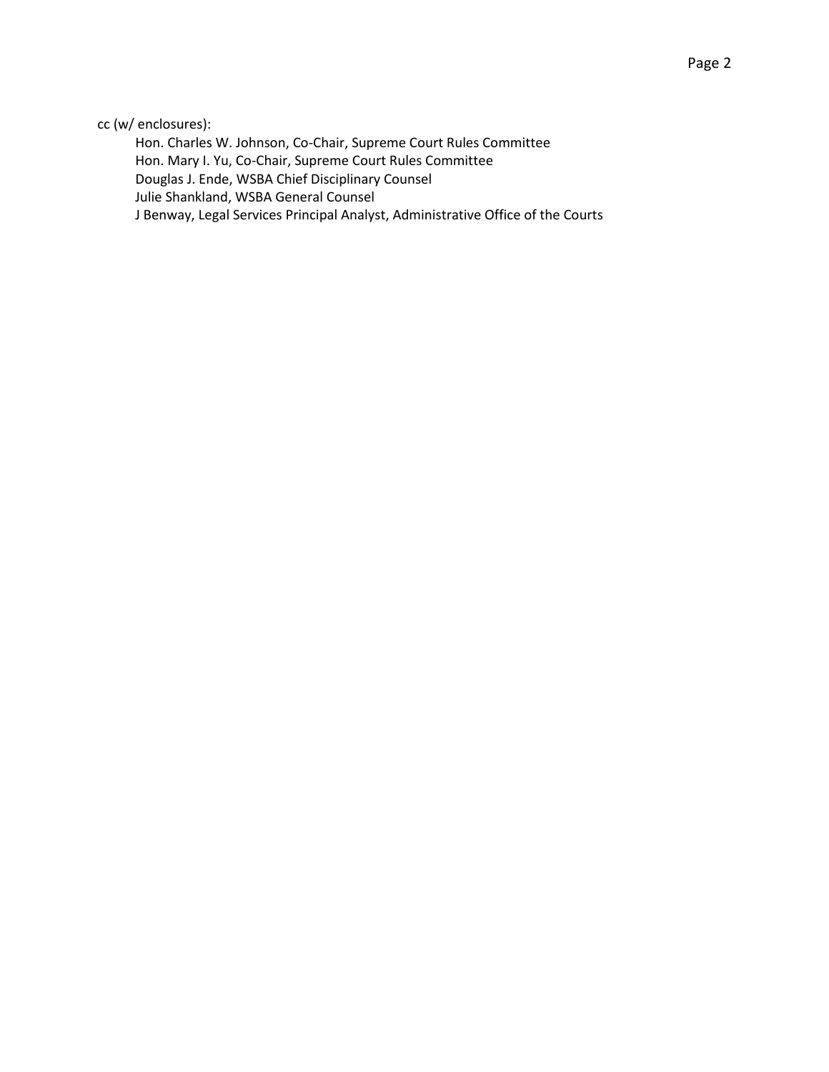cc (w/ enclosures):

Hon. Charles W. Johnson, Co-Chair, Supreme Court Rules Committee
Hon. Mary I. Yu, Co-Chair, Supreme Court Rules Committee
Douglas J. Ende, WSBA Chief Disciplinary Counsel
Julie Shankland, WSBA General Counsel
J Benway, Legal Services Principal Analyst, Administrative Office of the Courts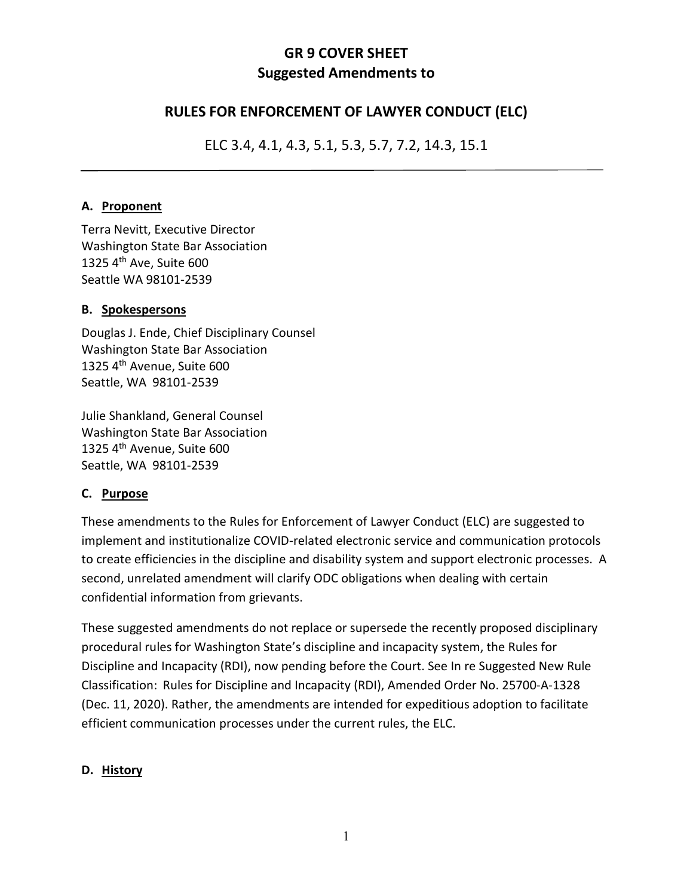# GR 9 COVER SHEET
## Suggested Amendments to

## RULES FOR ENFORCEMENT OF LAWYER CONDUCT (ELC)

ELC 3.4, 4.1, 4.3, 5.1, 5.3, 5.7, 7.2, 14.3, 15.1

---

### A. Proponent

Terra Nevitt, Executive Director
Washington State Bar Association
1325 4th Ave, Suite 600
Seattle WA 98101-2539

### B. Spokespersons

Douglas J. Ende, Chief Disciplinary Counsel
Washington State Bar Association
1325 4th Avenue, Suite 600
Seattle, WA 98101-2539

Julie Shankland, General Counsel
Washington State Bar Association
1325 4th Avenue, Suite 600
Seattle, WA 98101-2539

### C. Purpose

These amendments to the Rules for Enforcement of Lawyer Conduct (ELC) are suggested to implement and institutionalize COVID-related electronic service and communication protocols to create efficiencies in the discipline and disability system and support electronic processes. A second, unrelated amendment will clarify ODC obligations when dealing with certain confidential information from grievants.

These suggested amendments do not replace or supersede the recently proposed disciplinary procedural rules for Washington State's discipline and incapacity system, the Rules for Discipline and Incapacity (RDI), now pending before the Court. See In re Suggested New Rule Classification: Rules for Discipline and Incapacity (RDI), Amended Order No. 25700-A-1328 (Dec. 11, 2020). Rather, the amendments are intended for expeditious adoption to facilitate efficient communication processes under the current rules, the ELC.

### D. History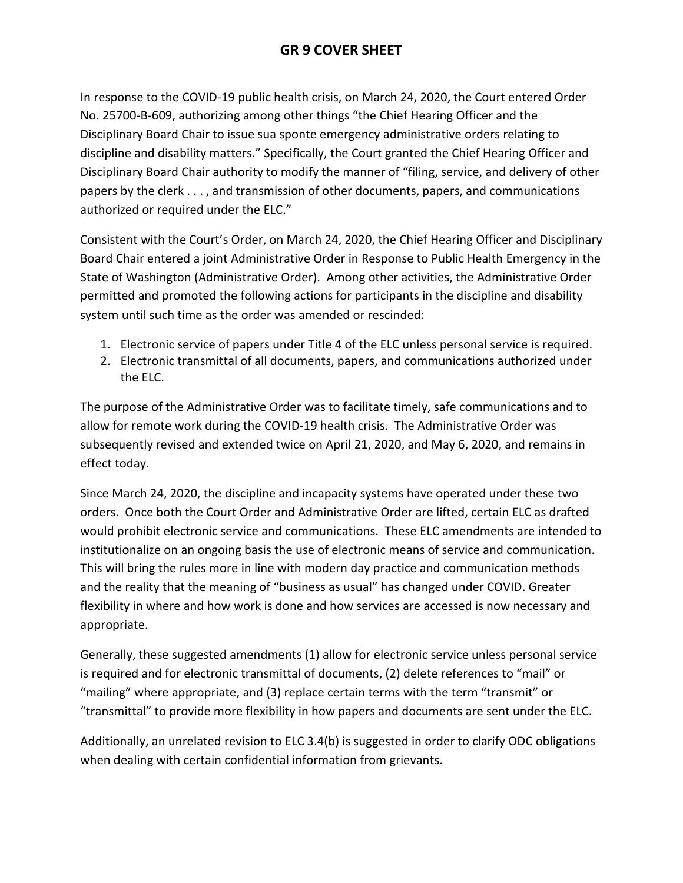# GR 9 COVER SHEET

In response to the COVID-19 public health crisis, on March 24, 2020, the Court entered Order No. 25700-B-609, authorizing among other things "the Chief Hearing Officer and the Disciplinary Board Chair to issue sua sponte emergency administrative orders relating to discipline and disability matters." Specifically, the Court granted the Chief Hearing Officer and Disciplinary Board Chair authority to modify the manner of "filing, service, and delivery of other papers by the clerk . . . , and transmission of other documents, papers, and communications authorized or required under the ELC."

Consistent with the Court's Order, on March 24, 2020, the Chief Hearing Officer and Disciplinary Board Chair entered a joint Administrative Order in Response to Public Health Emergency in the State of Washington (Administrative Order). Among other activities, the Administrative Order permitted and promoted the following actions for participants in the discipline and disability system until such time as the order was amended or rescinded:

1. Electronic service of papers under Title 4 of the ELC unless personal service is required.
2. Electronic transmittal of all documents, papers, and communications authorized under the ELC.

The purpose of the Administrative Order was to facilitate timely, safe communications and to allow for remote work during the COVID-19 health crisis. The Administrative Order was subsequently revised and extended twice on April 21, 2020, and May 6, 2020, and remains in effect today.

Since March 24, 2020, the discipline and incapacity systems have operated under these two orders. Once both the Court Order and Administrative Order are lifted, certain ELC as drafted would prohibit electronic service and communications. These ELC amendments are intended to institutionalize on an ongoing basis the use of electronic means of service and communication. This will bring the rules more in line with modern day practice and communication methods and the reality that the meaning of "business as usual" has changed under COVID. Greater flexibility in where and how work is done and how services are accessed is now necessary and appropriate.

Generally, these suggested amendments (1) allow for electronic service unless personal service is required and for electronic transmittal of documents, (2) delete references to "mail" or "mailing" where appropriate, and (3) replace certain terms with the term "transmit" or "transmittal" to provide more flexibility in how papers and documents are sent under the ELC.

Additionally, an unrelated revision to ELC 3.4(b) is suggested in order to clarify ODC obligations when dealing with certain confidential information from grievants.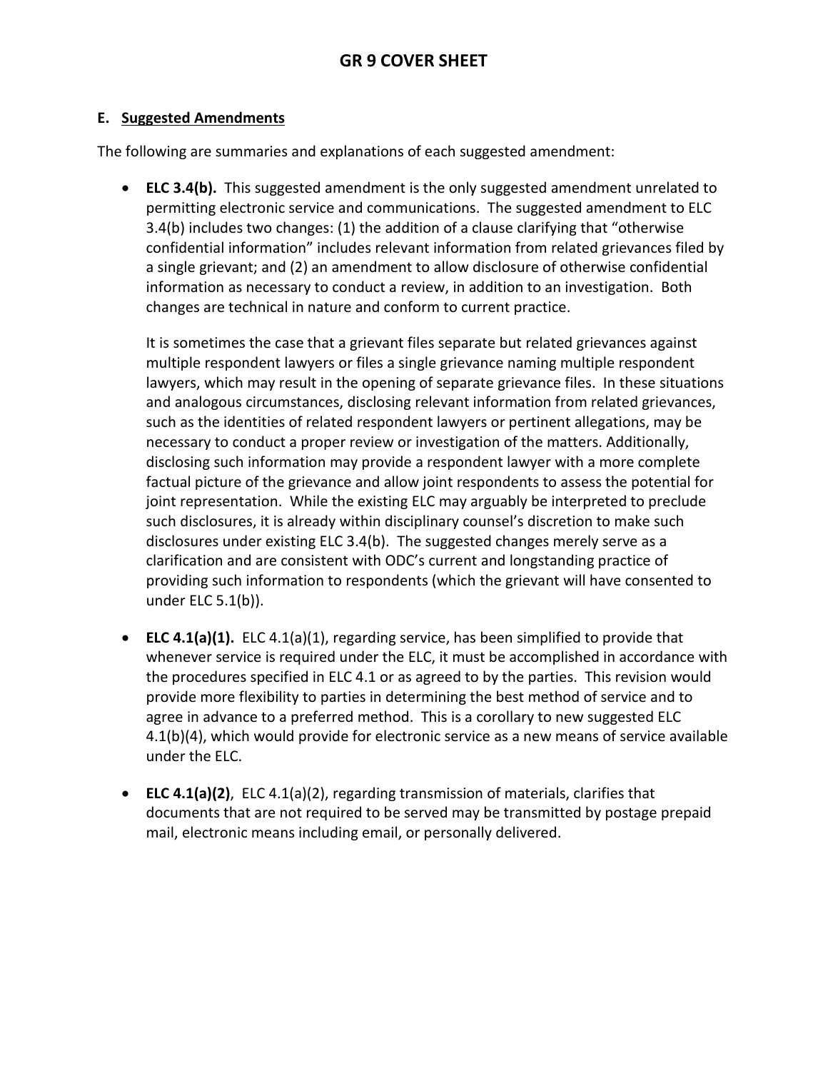# GR 9 COVER SHEET

**E. <u>Suggested Amendments</u>**

The following are summaries and explanations of each suggested amendment:

- **ELC 3.4(b).** This suggested amendment is the only suggested amendment unrelated to permitting electronic service and communications. The suggested amendment to ELC 3.4(b) includes two changes: (1) the addition of a clause clarifying that "otherwise confidential information" includes relevant information from related grievances filed by a single grievant; and (2) an amendment to allow disclosure of otherwise confidential information as necessary to conduct a review, in addition to an investigation. Both changes are technical in nature and conform to current practice.

  It is sometimes the case that a grievant files separate but related grievances against multiple respondent lawyers or files a single grievance naming multiple respondent lawyers, which may result in the opening of separate grievance files. In these situations and analogous circumstances, disclosing relevant information from related grievances, such as the identities of related respondent lawyers or pertinent allegations, may be necessary to conduct a proper review or investigation of the matters. Additionally, disclosing such information may provide a respondent lawyer with a more complete factual picture of the grievance and allow joint respondents to assess the potential for joint representation. While the existing ELC may arguably be interpreted to preclude such disclosures, it is already within disciplinary counsel's discretion to make such disclosures under existing ELC 3.4(b). The suggested changes merely serve as a clarification and are consistent with ODC's current and longstanding practice of providing such information to respondents (which the grievant will have consented to under ELC 5.1(b)).

- **ELC 4.1(a)(1).** ELC 4.1(a)(1), regarding service, has been simplified to provide that whenever service is required under the ELC, it must be accomplished in accordance with the procedures specified in ELC 4.1 or as agreed to by the parties. This revision would provide more flexibility to parties in determining the best method of service and to agree in advance to a preferred method. This is a corollary to new suggested ELC 4.1(b)(4), which would provide for electronic service as a new means of service available under the ELC.

- **ELC 4.1(a)(2)**, ELC 4.1(a)(2), regarding transmission of materials, clarifies that documents that are not required to be served may be transmitted by postage prepaid mail, electronic means including email, or personally delivered.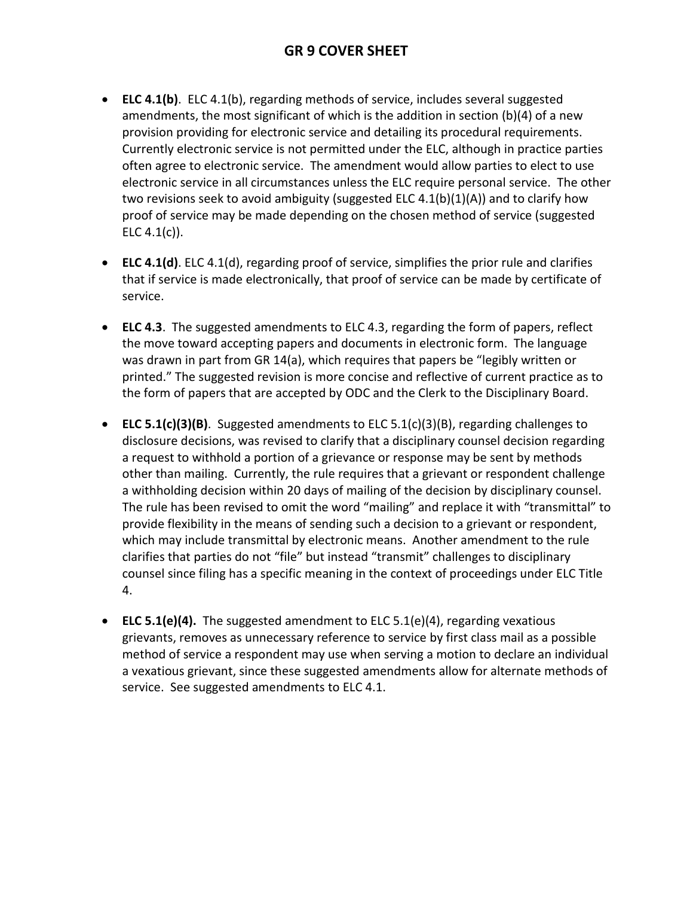# GR 9 COVER SHEET

- **ELC 4.1(b)**. ELC 4.1(b), regarding methods of service, includes several suggested amendments, the most significant of which is the addition in section (b)(4) of a new provision providing for electronic service and detailing its procedural requirements. Currently electronic service is not permitted under the ELC, although in practice parties often agree to electronic service. The amendment would allow parties to elect to use electronic service in all circumstances unless the ELC require personal service. The other two revisions seek to avoid ambiguity (suggested ELC 4.1(b)(1)(A)) and to clarify how proof of service may be made depending on the chosen method of service (suggested ELC 4.1(c)).

- **ELC 4.1(d)**. ELC 4.1(d), regarding proof of service, simplifies the prior rule and clarifies that if service is made electronically, that proof of service can be made by certificate of service.

- **ELC 4.3**. The suggested amendments to ELC 4.3, regarding the form of papers, reflect the move toward accepting papers and documents in electronic form. The language was drawn in part from GR 14(a), which requires that papers be "legibly written or printed." The suggested revision is more concise and reflective of current practice as to the form of papers that are accepted by ODC and the Clerk to the Disciplinary Board.

- **ELC 5.1(c)(3)(B)**. Suggested amendments to ELC 5.1(c)(3)(B), regarding challenges to disclosure decisions, was revised to clarify that a disciplinary counsel decision regarding a request to withhold a portion of a grievance or response may be sent by methods other than mailing. Currently, the rule requires that a grievant or respondent challenge a withholding decision within 20 days of mailing of the decision by disciplinary counsel. The rule has been revised to omit the word "mailing" and replace it with "transmittal" to provide flexibility in the means of sending such a decision to a grievant or respondent, which may include transmittal by electronic means. Another amendment to the rule clarifies that parties do not "file" but instead "transmit" challenges to disciplinary counsel since filing has a specific meaning in the context of proceedings under ELC Title 4.

- **ELC 5.1(e)(4).** The suggested amendment to ELC 5.1(e)(4), regarding vexatious grievants, removes as unnecessary reference to service by first class mail as a possible method of service a respondent may use when serving a motion to declare an individual a vexatious grievant, since these suggested amendments allow for alternate methods of service. See suggested amendments to ELC 4.1.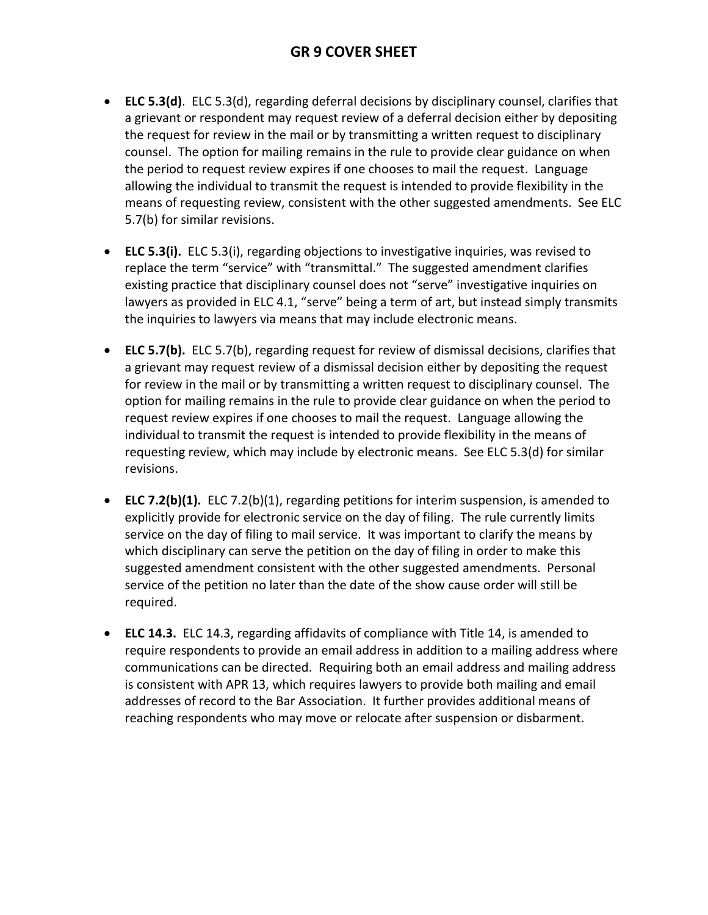# GR 9 COVER SHEET

- **ELC 5.3(d)**. ELC 5.3(d), regarding deferral decisions by disciplinary counsel, clarifies that a grievant or respondent may request review of a deferral decision either by depositing the request for review in the mail or by transmitting a written request to disciplinary counsel. The option for mailing remains in the rule to provide clear guidance on when the period to request review expires if one chooses to mail the request. Language allowing the individual to transmit the request is intended to provide flexibility in the means of requesting review, consistent with the other suggested amendments. See ELC 5.7(b) for similar revisions.

- **ELC 5.3(i).** ELC 5.3(i), regarding objections to investigative inquiries, was revised to replace the term "service" with "transmittal." The suggested amendment clarifies existing practice that disciplinary counsel does not "serve" investigative inquiries on lawyers as provided in ELC 4.1, "serve" being a term of art, but instead simply transmits the inquiries to lawyers via means that may include electronic means.

- **ELC 5.7(b).** ELC 5.7(b), regarding request for review of dismissal decisions, clarifies that a grievant may request review of a dismissal decision either by depositing the request for review in the mail or by transmitting a written request to disciplinary counsel. The option for mailing remains in the rule to provide clear guidance on when the period to request review expires if one chooses to mail the request. Language allowing the individual to transmit the request is intended to provide flexibility in the means of requesting review, which may include by electronic means. See ELC 5.3(d) for similar revisions.

- **ELC 7.2(b)(1).** ELC 7.2(b)(1), regarding petitions for interim suspension, is amended to explicitly provide for electronic service on the day of filing. The rule currently limits service on the day of filing to mail service. It was important to clarify the means by which disciplinary can serve the petition on the day of filing in order to make this suggested amendment consistent with the other suggested amendments. Personal service of the petition no later than the date of the show cause order will still be required.

- **ELC 14.3.** ELC 14.3, regarding affidavits of compliance with Title 14, is amended to require respondents to provide an email address in addition to a mailing address where communications can be directed. Requiring both an email address and mailing address is consistent with APR 13, which requires lawyers to provide both mailing and email addresses of record to the Bar Association. It further provides additional means of reaching respondents who may move or relocate after suspension or disbarment.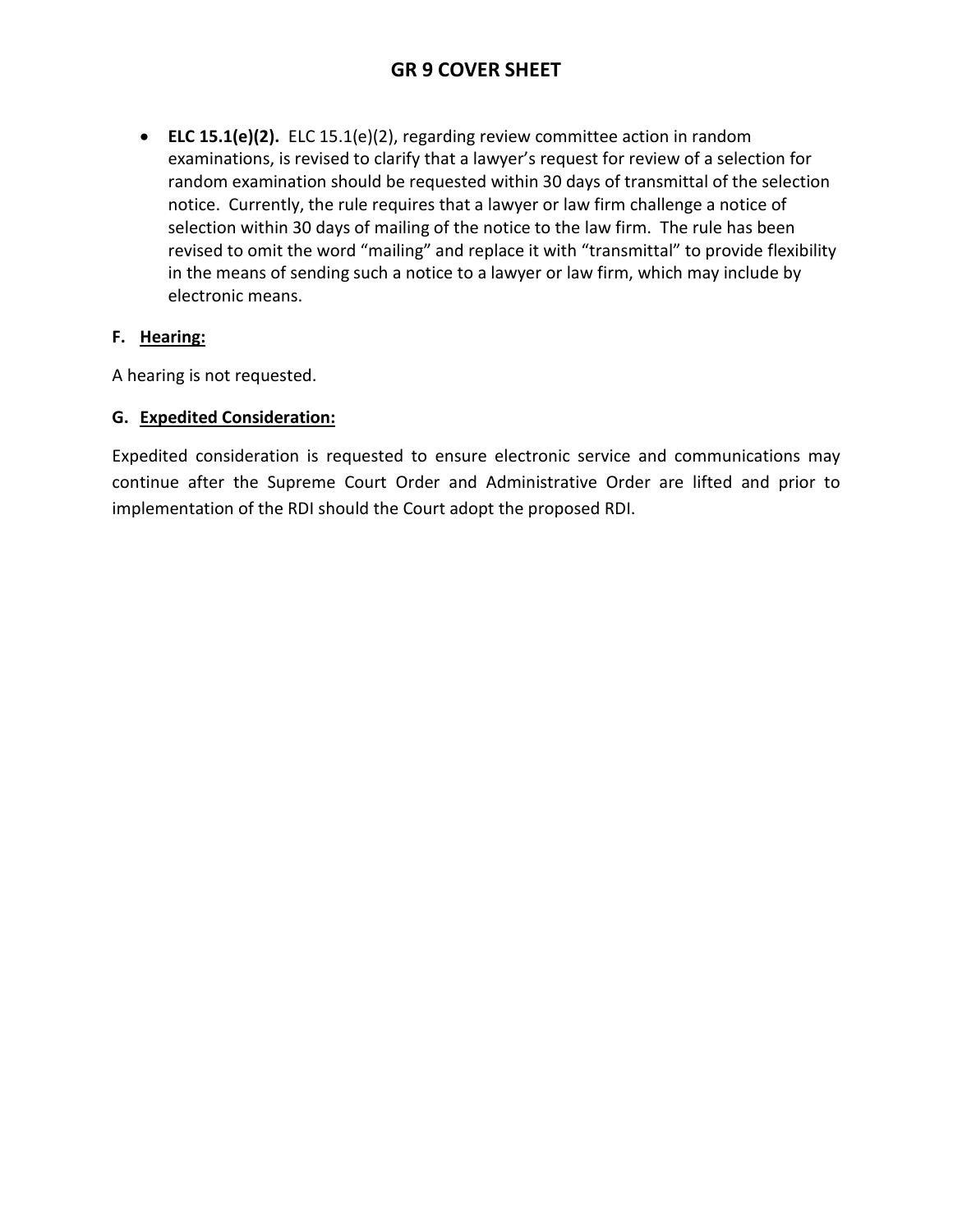# GR 9 COVER SHEET

- **ELC 15.1(e)(2).** ELC 15.1(e)(2), regarding review committee action in random examinations, is revised to clarify that a lawyer's request for review of a selection for random examination should be requested within 30 days of transmittal of the selection notice. Currently, the rule requires that a lawyer or law firm challenge a notice of selection within 30 days of mailing of the notice to the law firm. The rule has been revised to omit the word "mailing" and replace it with "transmittal" to provide flexibility in the means of sending such a notice to a lawyer or law firm, which may include by electronic means.

**F. Hearing:**

A hearing is not requested.

**G. Expedited Consideration:**

Expedited consideration is requested to ensure electronic service and communications may continue after the Supreme Court Order and Administrative Order are lifted and prior to implementation of the RDI should the Court adopt the proposed RDI.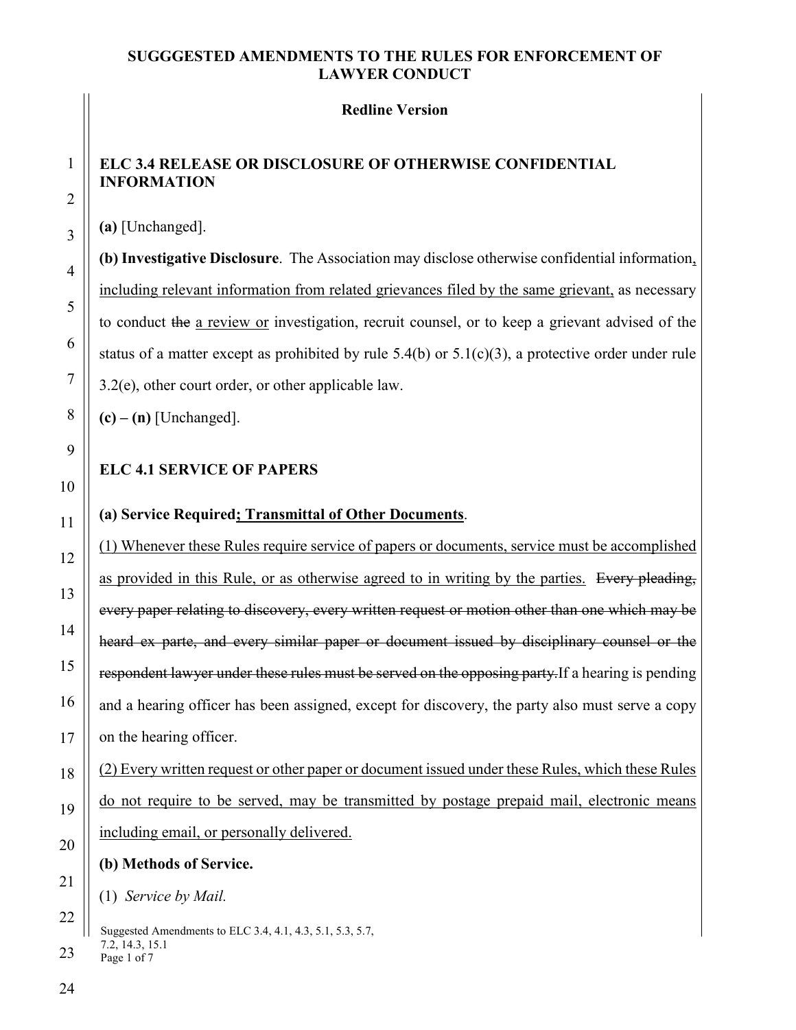# SUGGESTED AMENDMENTS TO THE RULES FOR ENFORCEMENT OF LAWYER CONDUCT

**Redline Version**

## ELC 3.4 RELEASE OR DISCLOSURE OF OTHERWISE CONFIDENTIAL INFORMATION

**(a)** [Unchanged].

**(b) Investigative Disclosure**. The Association may disclose otherwise confidential information<u>, including relevant information from related grievances filed by the same grievant,</u> as necessary to conduct ~~the~~ <u>a review or</u> investigation, recruit counsel, or to keep a grievant advised of the status of a matter except as prohibited by rule 5.4(b) or 5.1(c)(3), a protective order under rule 3.2(e), other court order, or other applicable law.

**(c) – (n)** [Unchanged].

## ELC 4.1 SERVICE OF PAPERS

**(a) Service Required<u>; Transmittal of Other Documents</u>**.

<u>(1) Whenever these Rules require service of papers or documents, service must be accomplished as provided in this Rule, or as otherwise agreed to in writing by the parties.</u> ~~Every pleading, every paper relating to discovery, every written request or motion other than one which may be heard ex parte, and every similar paper or document issued by disciplinary counsel or the respondent lawyer under these rules must be served on the opposing party.~~If a hearing is pending and a hearing officer has been assigned, except for discovery, the party also must serve a copy on the hearing officer.

<u>(2) Every written request or other paper or document issued under these Rules, which these Rules do not require to be served, may be transmitted by postage prepaid mail, electronic means including email, or personally delivered.</u>

**(b) Methods of Service.**

(1) *Service by Mail.*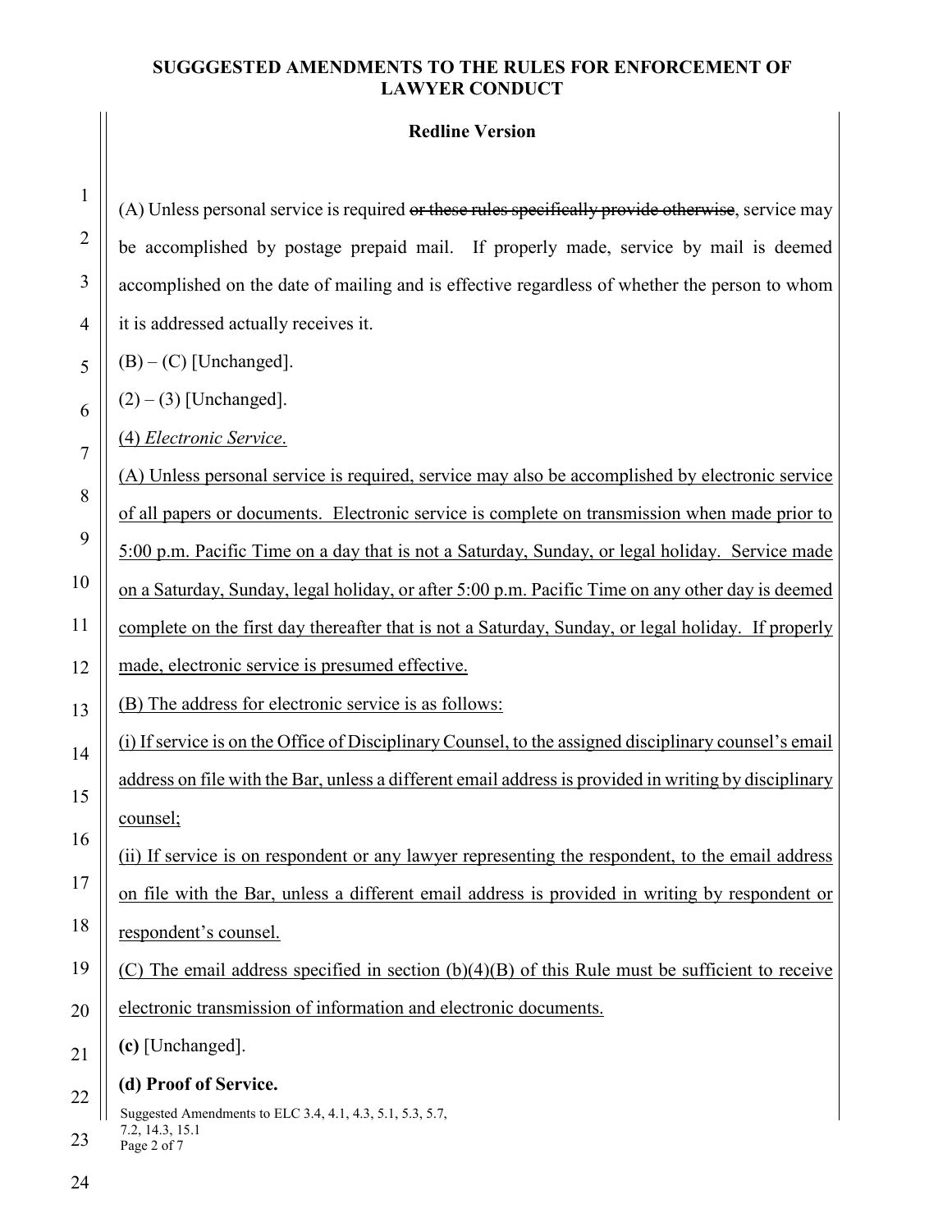**SUGGGESTED AMENDMENTS TO THE RULES FOR ENFORCEMENT OF LAWYER CONDUCT**

**Redline Version**

(A) Unless personal service is required ~~or these rules specifically provide otherwise~~, service may be accomplished by postage prepaid mail. If properly made, service by mail is deemed accomplished on the date of mailing and is effective regardless of whether the person to whom it is addressed actually receives it.

(B) – (C) [Unchanged].

(2) – (3) [Unchanged].

<u>(4) *Electronic Service*.</u>

<u>(A) Unless personal service is required, service may also be accomplished by electronic service of all papers or documents. Electronic service is complete on transmission when made prior to 5:00 p.m. Pacific Time on a day that is not a Saturday, Sunday, or legal holiday. Service made on a Saturday, Sunday, legal holiday, or after 5:00 p.m. Pacific Time on any other day is deemed complete on the first day thereafter that is not a Saturday, Sunday, or legal holiday. If properly made, electronic service is presumed effective.</u>

<u>(B) The address for electronic service is as follows:</u>

<u>(i) If service is on the Office of Disciplinary Counsel, to the assigned disciplinary counsel's email address on file with the Bar, unless a different email address is provided in writing by disciplinary counsel;</u>

<u>(ii) If service is on respondent or any lawyer representing the respondent, to the email address on file with the Bar, unless a different email address is provided in writing by respondent or respondent's counsel.</u>

<u>(C) The email address specified in section (b)(4)(B) of this Rule must be sufficient to receive electronic transmission of information and electronic documents.</u>

**(c)** [Unchanged].

**(d) Proof of Service.**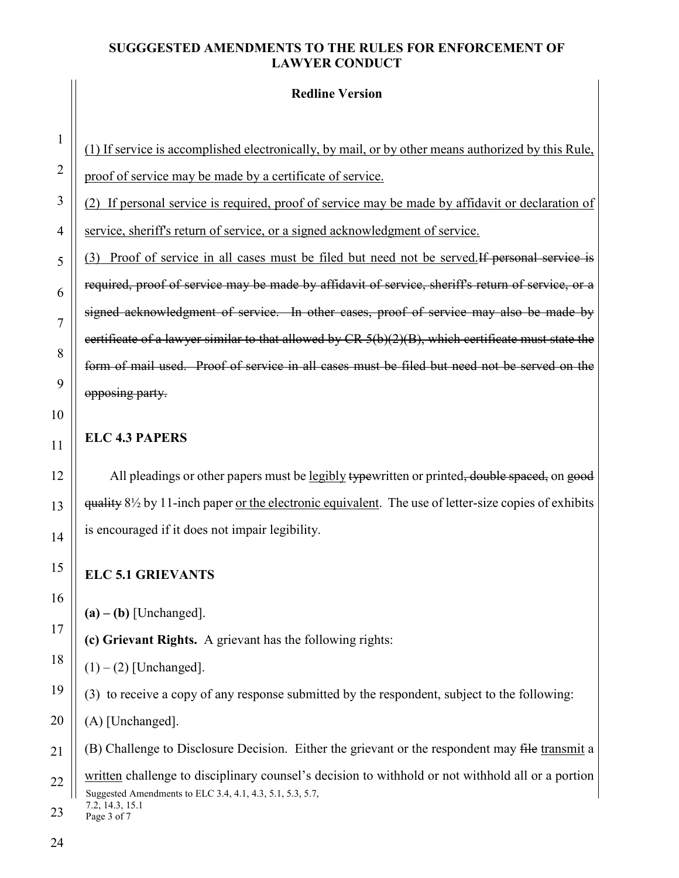(1) If service is accomplished electronically, by mail, or by other means authorized by this Rule, proof of service may be made by a certificate of service.

(2) If personal service is required, proof of service may be made by affidavit or declaration of service, sheriff's return of service, or a signed acknowledgment of service.

(3) Proof of service in all cases must be filed but need not be served.~~If personal service is required, proof of service may be made by affidavit of service, sheriff's return of service, or a signed acknowledgment of service. In other cases, proof of service may also be made by certificate of a lawyer similar to that allowed by CR 5(b)(2)(B), which certificate must state the form of mail used. Proof of service in all cases must be filed but need not be served on the opposing party.~~

**ELC 4.3 PAPERS**

All pleadings or other papers must be legibly ~~type~~written or printed~~, double spaced,~~ on ~~good quality~~ 8½ by 11-inch paper or the electronic equivalent. The use of letter-size copies of exhibits is encouraged if it does not impair legibility.

**ELC 5.1 GRIEVANTS**

**(a) – (b)** [Unchanged].

**(c) Grievant Rights.** A grievant has the following rights:

(1) – (2) [Unchanged].

(3) to receive a copy of any response submitted by the respondent, subject to the following:

(A) [Unchanged].

(B) Challenge to Disclosure Decision. Either the grievant or the respondent may ~~file~~ transmit a written challenge to disciplinary counsel's decision to withhold or not withhold all or a portion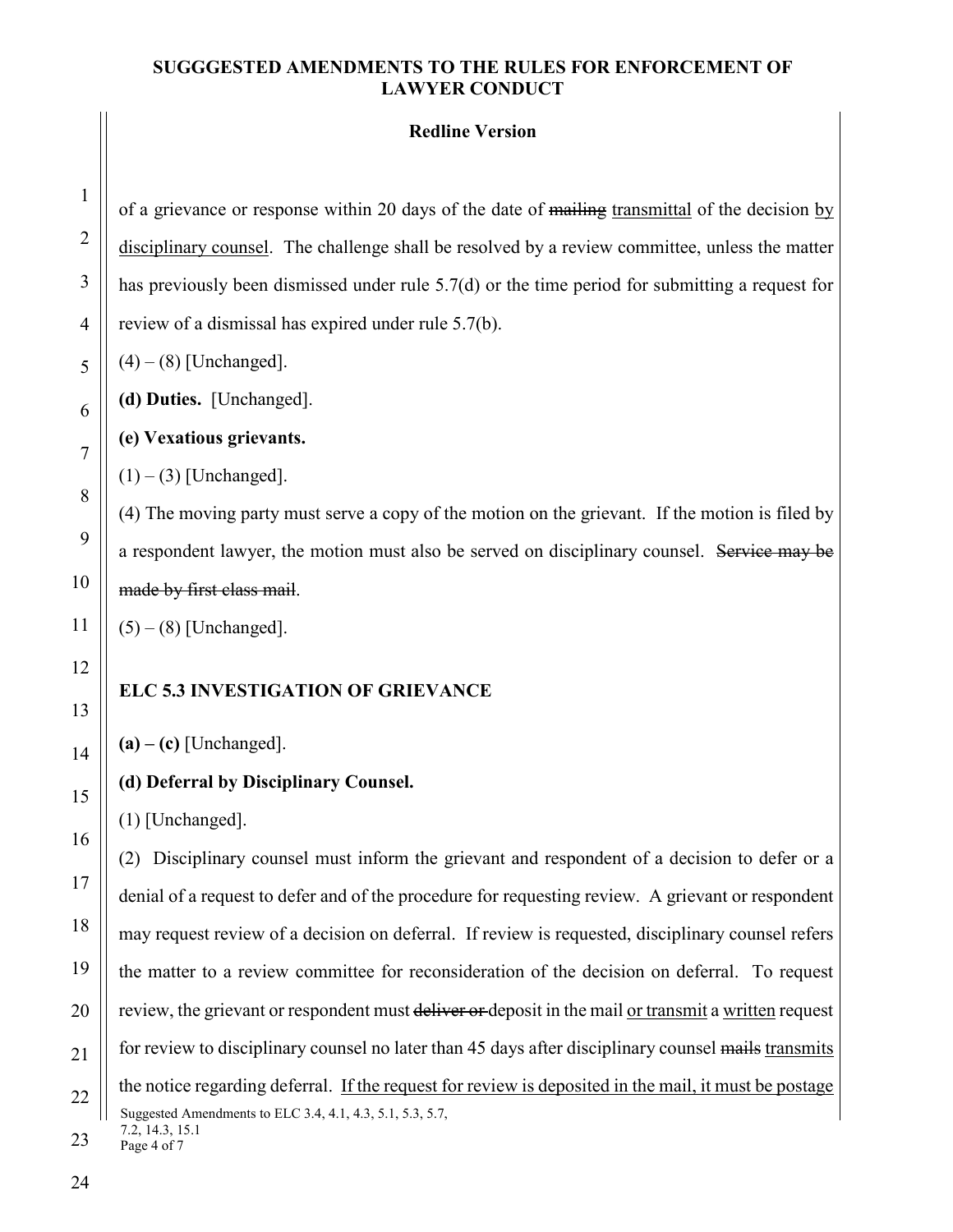of a grievance or response within 20 days of the date of ~~mailing~~ <u>transmittal</u> of the decision <u>by disciplinary counsel</u>. The challenge shall be resolved by a review committee, unless the matter has previously been dismissed under rule 5.7(d) or the time period for submitting a request for review of a dismissal has expired under rule 5.7(b).

(4) – (8) [Unchanged].

**(d) Duties.** [Unchanged].

**(e) Vexatious grievants.**

(1) – (3) [Unchanged].

(4) The moving party must serve a copy of the motion on the grievant. If the motion is filed by a respondent lawyer, the motion must also be served on disciplinary counsel. ~~Service may be made by first class mail~~.

(5) – (8) [Unchanged].

## ELC 5.3 INVESTIGATION OF GRIEVANCE

**(a) – (c)** [Unchanged].

**(d) Deferral by Disciplinary Counsel.**

(1) [Unchanged].

(2) Disciplinary counsel must inform the grievant and respondent of a decision to defer or a denial of a request to defer and of the procedure for requesting review. A grievant or respondent may request review of a decision on deferral. If review is requested, disciplinary counsel refers the matter to a review committee for reconsideration of the decision on deferral. To request review, the grievant or respondent must ~~deliver or~~ deposit in the mail <u>or transmit</u> a <u>written</u> request for review to disciplinary counsel no later than 45 days after disciplinary counsel ~~mails~~ <u>transmits</u> the notice regarding deferral. <u>If the request for review is deposited in the mail, it must be postage</u>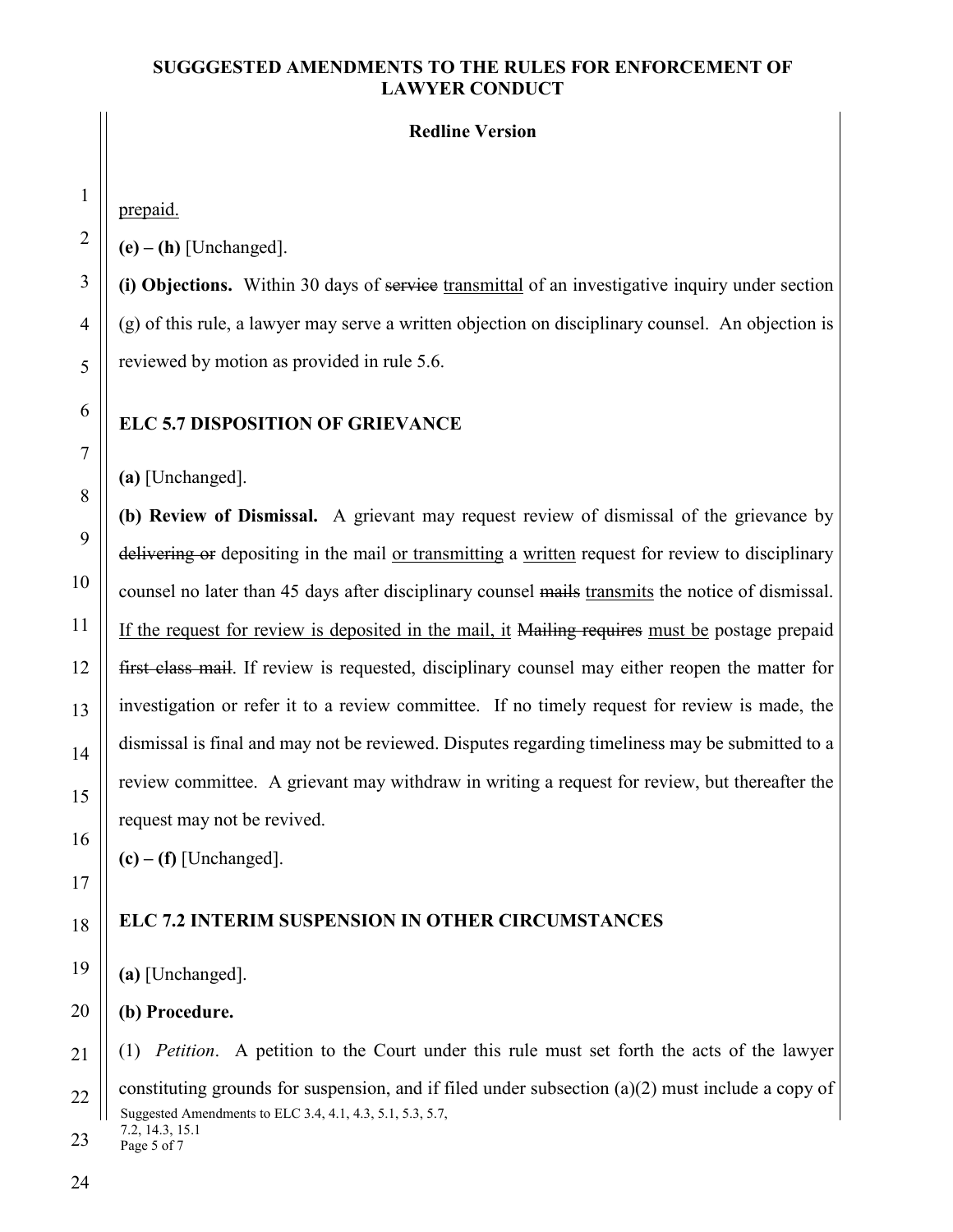prepaid.

**(e) – (h)** [Unchanged].

**(i) Objections.** Within 30 days of ~~service~~ transmittal of an investigative inquiry under section (g) of this rule, a lawyer may serve a written objection on disciplinary counsel. An objection is reviewed by motion as provided in rule 5.6.

## ELC 5.7 DISPOSITION OF GRIEVANCE

**(a)** [Unchanged].

**(b) Review of Dismissal.** A grievant may request review of dismissal of the grievance by ~~delivering or~~ depositing in the mail or transmitting a written request for review to disciplinary counsel no later than 45 days after disciplinary counsel ~~mails~~ transmits the notice of dismissal. If the request for review is deposited in the mail, it ~~Mailing requires~~ must be postage prepaid ~~first class mail~~. If review is requested, disciplinary counsel may either reopen the matter for investigation or refer it to a review committee. If no timely request for review is made, the dismissal is final and may not be reviewed. Disputes regarding timeliness may be submitted to a review committee. A grievant may withdraw in writing a request for review, but thereafter the request may not be revived.

**(c) – (f)** [Unchanged].

## ELC 7.2 INTERIM SUSPENSION IN OTHER CIRCUMSTANCES

**(a)** [Unchanged].

**(b) Procedure.**

(1) *Petition*. A petition to the Court under this rule must set forth the acts of the lawyer constituting grounds for suspension, and if filed under subsection (a)(2) must include a copy of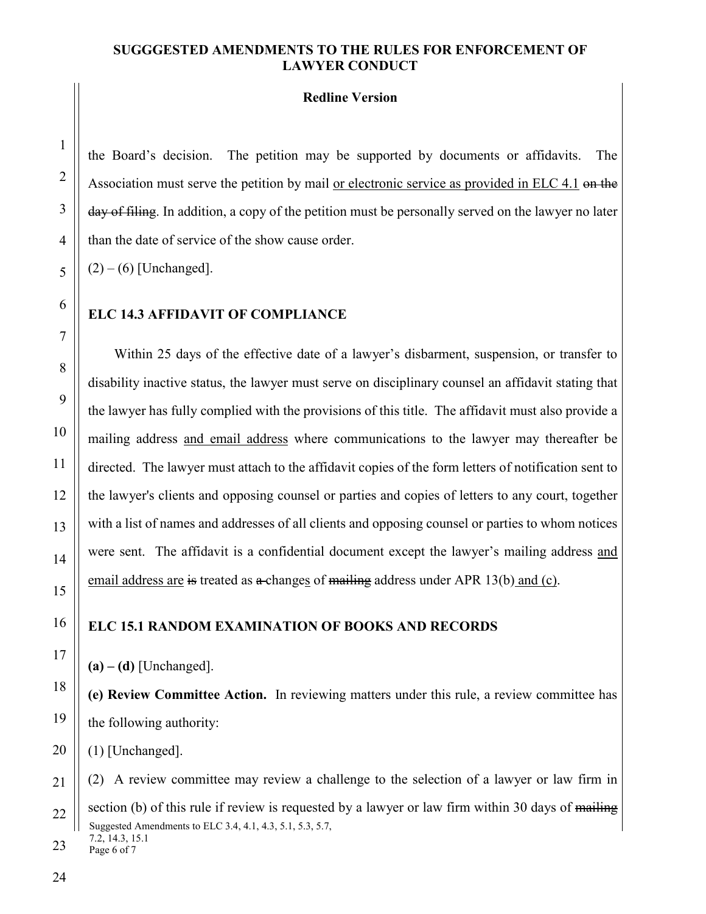the Board's decision. The petition may be supported by documents or affidavits. The Association must serve the petition by mail <u>or electronic service as provided in ELC 4.1</u> ~~on the day of filing~~. In addition, a copy of the petition must be personally served on the lawyer no later than the date of service of the show cause order.

(2) – (6) [Unchanged].

**ELC 14.3 AFFIDAVIT OF COMPLIANCE**

Within 25 days of the effective date of a lawyer's disbarment, suspension, or transfer to disability inactive status, the lawyer must serve on disciplinary counsel an affidavit stating that the lawyer has fully complied with the provisions of this title. The affidavit must also provide a mailing address <u>and email address</u> where communications to the lawyer may thereafter be directed. The lawyer must attach to the affidavit copies of the form letters of notification sent to the lawyer's clients and opposing counsel or parties and copies of letters to any court, together with a list of names and addresses of all clients and opposing counsel or parties to whom notices were sent. The affidavit is a confidential document except the lawyer's mailing address <u>and email address are</u> ~~is~~ treated as ~~a~~ change<u>s</u> of ~~mailing~~ address under APR 13(b) <u>and (c)</u>.

**ELC 15.1 RANDOM EXAMINATION OF BOOKS AND RECORDS**

**(a) – (d)** [Unchanged].

**(e) Review Committee Action.** In reviewing matters under this rule, a review committee has the following authority:

(1) [Unchanged].

(2) A review committee may review a challenge to the selection of a lawyer or law firm in section (b) of this rule if review is requested by a lawyer or law firm within 30 days of ~~mailing~~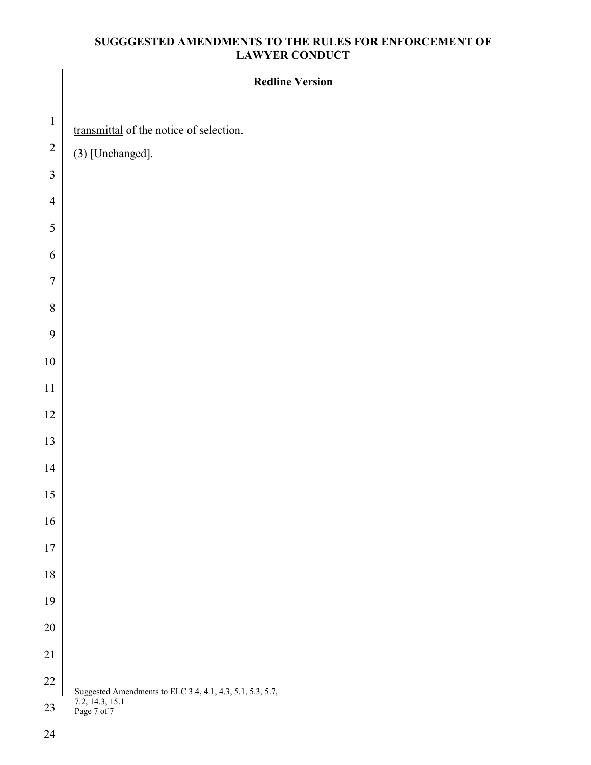<u>transmittal</u> of the notice of selection.

(3) [Unchanged].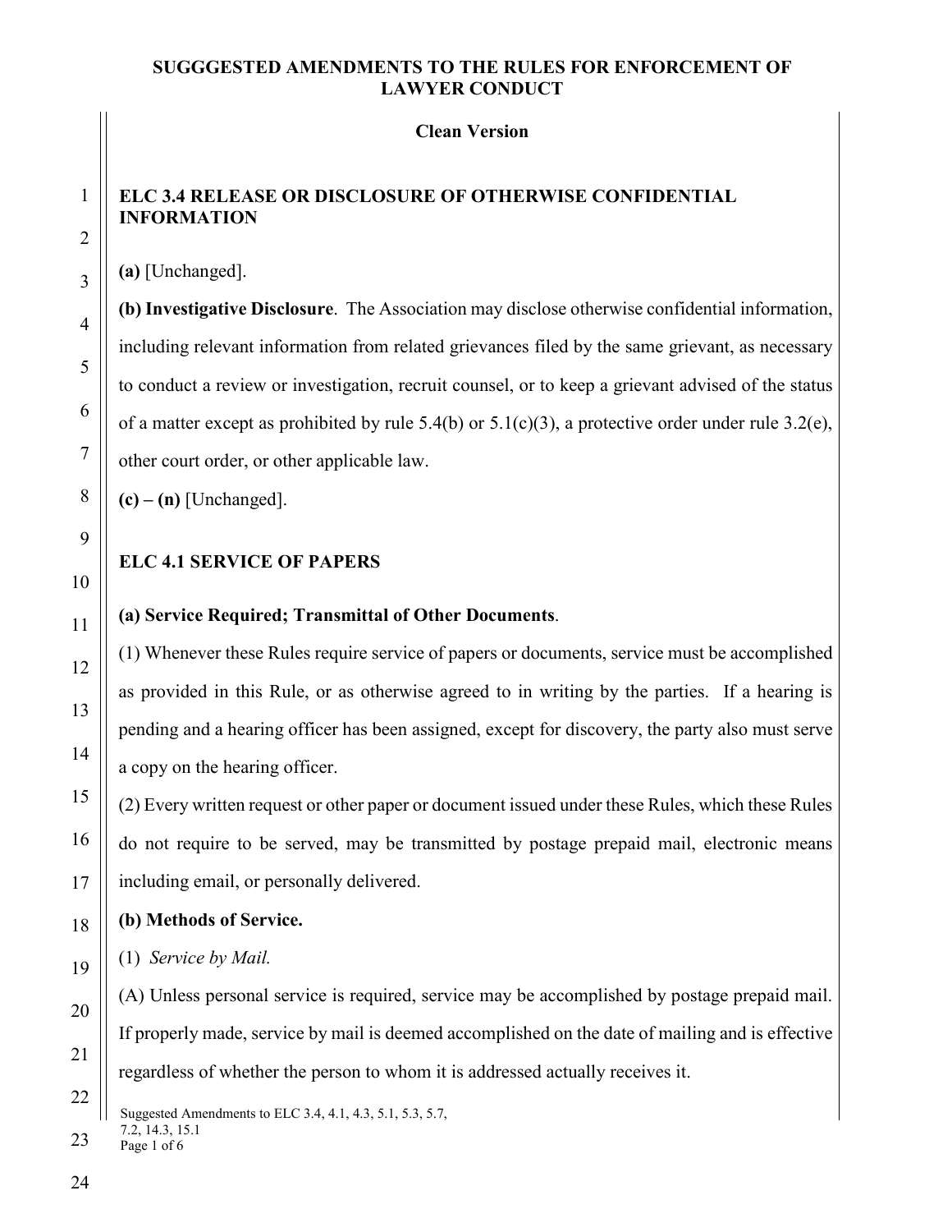## SUGGGESTED AMENDMENTS TO THE RULES FOR ENFORCEMENT OF LAWYER CONDUCT

**Clean Version**

### ELC 3.4 RELEASE OR DISCLOSURE OF OTHERWISE CONFIDENTIAL INFORMATION

**(a)** [Unchanged].

**(b) Investigative Disclosure**. The Association may disclose otherwise confidential information, including relevant information from related grievances filed by the same grievant, as necessary to conduct a review or investigation, recruit counsel, or to keep a grievant advised of the status of a matter except as prohibited by rule 5.4(b) or 5.1(c)(3), a protective order under rule 3.2(e), other court order, or other applicable law.

**(c) – (n)** [Unchanged].

### ELC 4.1 SERVICE OF PAPERS

**(a) Service Required; Transmittal of Other Documents**.

(1) Whenever these Rules require service of papers or documents, service must be accomplished as provided in this Rule, or as otherwise agreed to in writing by the parties. If a hearing is pending and a hearing officer has been assigned, except for discovery, the party also must serve a copy on the hearing officer.

(2) Every written request or other paper or document issued under these Rules, which these Rules do not require to be served, may be transmitted by postage prepaid mail, electronic means including email, or personally delivered.

**(b) Methods of Service.**

(1) *Service by Mail.*

(A) Unless personal service is required, service may be accomplished by postage prepaid mail. If properly made, service by mail is deemed accomplished on the date of mailing and is effective regardless of whether the person to whom it is addressed actually receives it.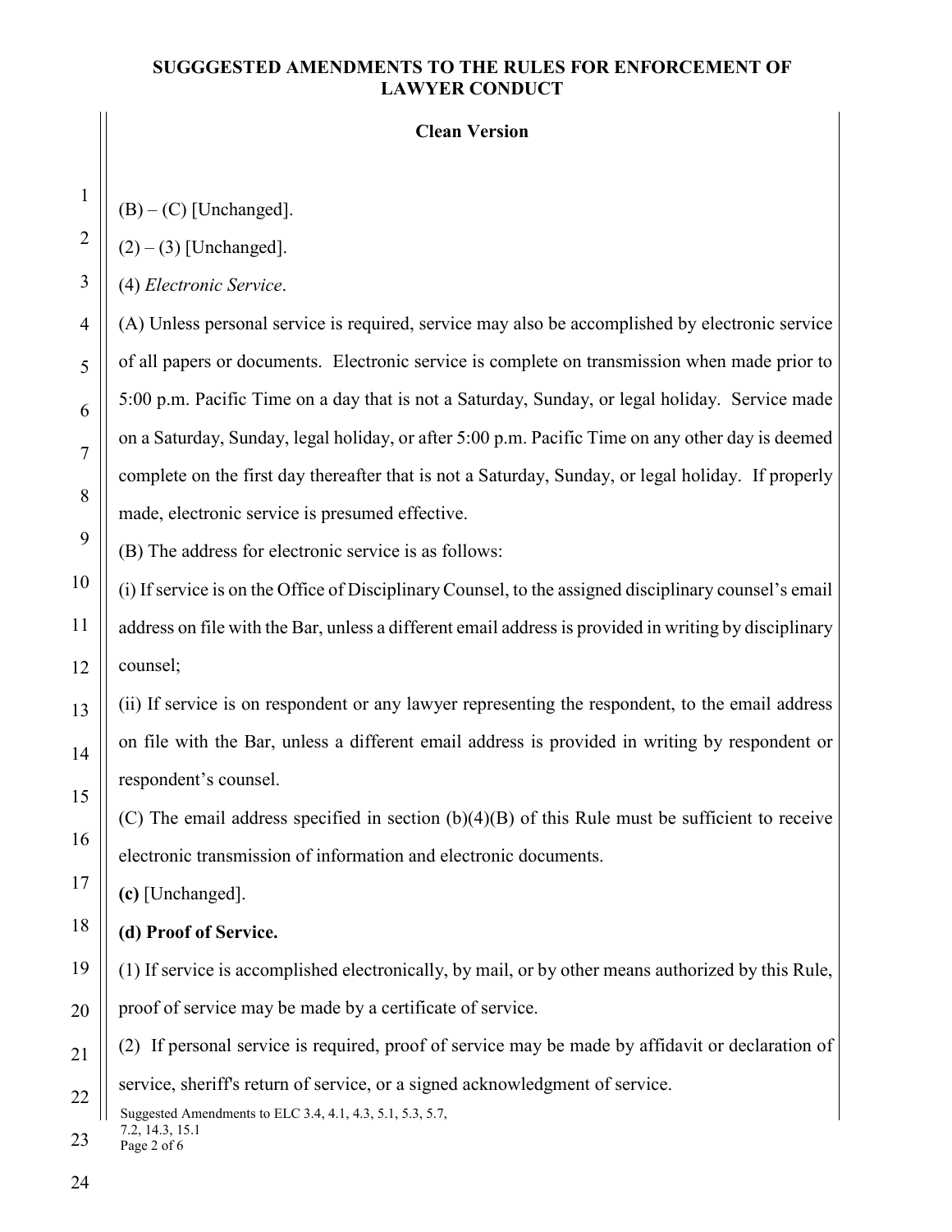**Clean Version**

(B) – (C) [Unchanged].

(2) – (3) [Unchanged].

(4) *Electronic Service*.

(A) Unless personal service is required, service may also be accomplished by electronic service of all papers or documents. Electronic service is complete on transmission when made prior to 5:00 p.m. Pacific Time on a day that is not a Saturday, Sunday, or legal holiday. Service made on a Saturday, Sunday, legal holiday, or after 5:00 p.m. Pacific Time on any other day is deemed complete on the first day thereafter that is not a Saturday, Sunday, or legal holiday. If properly made, electronic service is presumed effective.

(B) The address for electronic service is as follows:

(i) If service is on the Office of Disciplinary Counsel, to the assigned disciplinary counsel's email address on file with the Bar, unless a different email address is provided in writing by disciplinary counsel;

(ii) If service is on respondent or any lawyer representing the respondent, to the email address on file with the Bar, unless a different email address is provided in writing by respondent or respondent's counsel.

(C) The email address specified in section (b)(4)(B) of this Rule must be sufficient to receive electronic transmission of information and electronic documents.

**(c)** [Unchanged].

**(d) Proof of Service.**

(1) If service is accomplished electronically, by mail, or by other means authorized by this Rule, proof of service may be made by a certificate of service.

(2) If personal service is required, proof of service may be made by affidavit or declaration of service, sheriff's return of service, or a signed acknowledgment of service.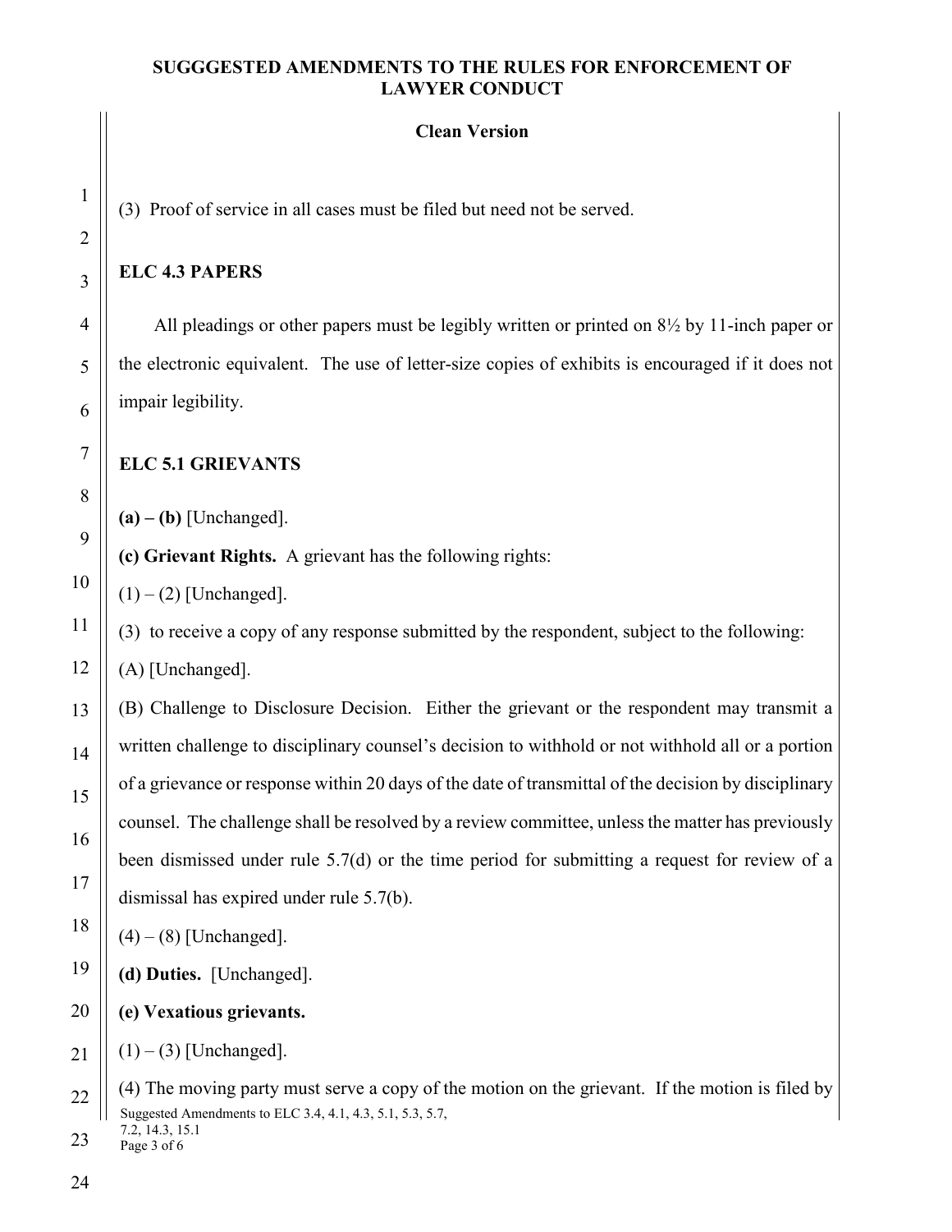(3) Proof of service in all cases must be filed but need not be served.

## ELC 4.3 PAPERS

All pleadings or other papers must be legibly written or printed on 8½ by 11-inch paper or the electronic equivalent. The use of letter-size copies of exhibits is encouraged if it does not impair legibility.

## ELC 5.1 GRIEVANTS

**(a) – (b)** [Unchanged].

**(c) Grievant Rights.** A grievant has the following rights:

(1) – (2) [Unchanged].

(3) to receive a copy of any response submitted by the respondent, subject to the following:

(A) [Unchanged].

(B) Challenge to Disclosure Decision. Either the grievant or the respondent may transmit a written challenge to disciplinary counsel's decision to withhold or not withhold all or a portion of a grievance or response within 20 days of the date of transmittal of the decision by disciplinary counsel. The challenge shall be resolved by a review committee, unless the matter has previously been dismissed under rule 5.7(d) or the time period for submitting a request for review of a dismissal has expired under rule 5.7(b).

(4) – (8) [Unchanged].

**(d) Duties.** [Unchanged].

**(e) Vexatious grievants.**

(1) – (3) [Unchanged].

(4) The moving party must serve a copy of the motion on the grievant. If the motion is filed by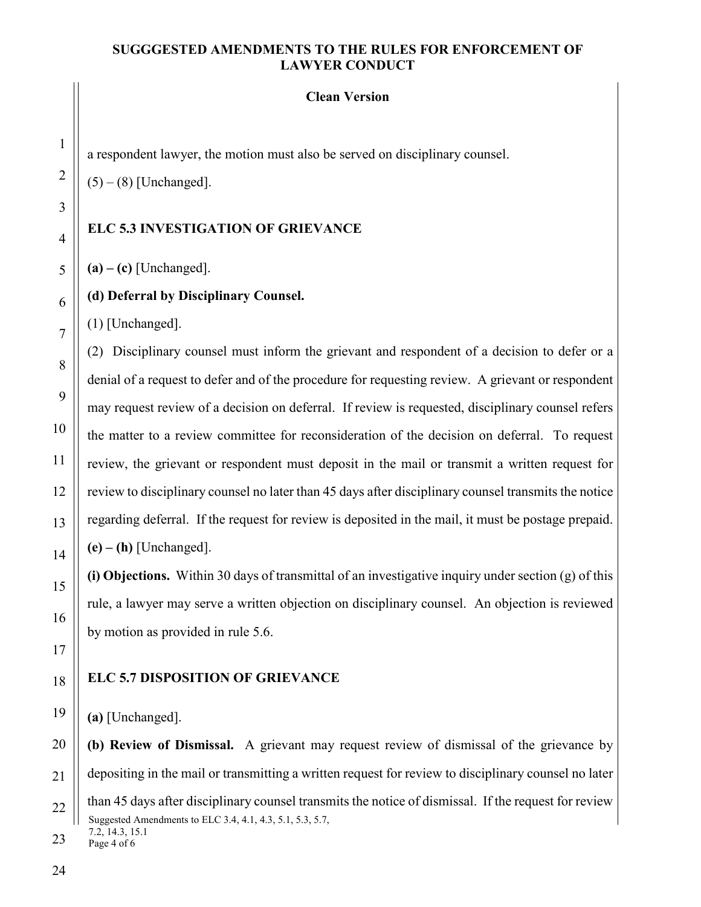a respondent lawyer, the motion must also be served on disciplinary counsel.

(5) – (8) [Unchanged].

## ELC 5.3 INVESTIGATION OF GRIEVANCE

**(a) – (c)** [Unchanged].

**(d) Deferral by Disciplinary Counsel.**

(1) [Unchanged].

(2) Disciplinary counsel must inform the grievant and respondent of a decision to defer or a denial of a request to defer and of the procedure for requesting review. A grievant or respondent may request review of a decision on deferral. If review is requested, disciplinary counsel refers the matter to a review committee for reconsideration of the decision on deferral. To request review, the grievant or respondent must deposit in the mail or transmit a written request for review to disciplinary counsel no later than 45 days after disciplinary counsel transmits the notice regarding deferral. If the request for review is deposited in the mail, it must be postage prepaid.

**(e) – (h)** [Unchanged].

**(i) Objections.** Within 30 days of transmittal of an investigative inquiry under section (g) of this rule, a lawyer may serve a written objection on disciplinary counsel. An objection is reviewed by motion as provided in rule 5.6.

## ELC 5.7 DISPOSITION OF GRIEVANCE

**(a)** [Unchanged].

**(b) Review of Dismissal.** A grievant may request review of dismissal of the grievance by depositing in the mail or transmitting a written request for review to disciplinary counsel no later than 45 days after disciplinary counsel transmits the notice of dismissal. If the request for review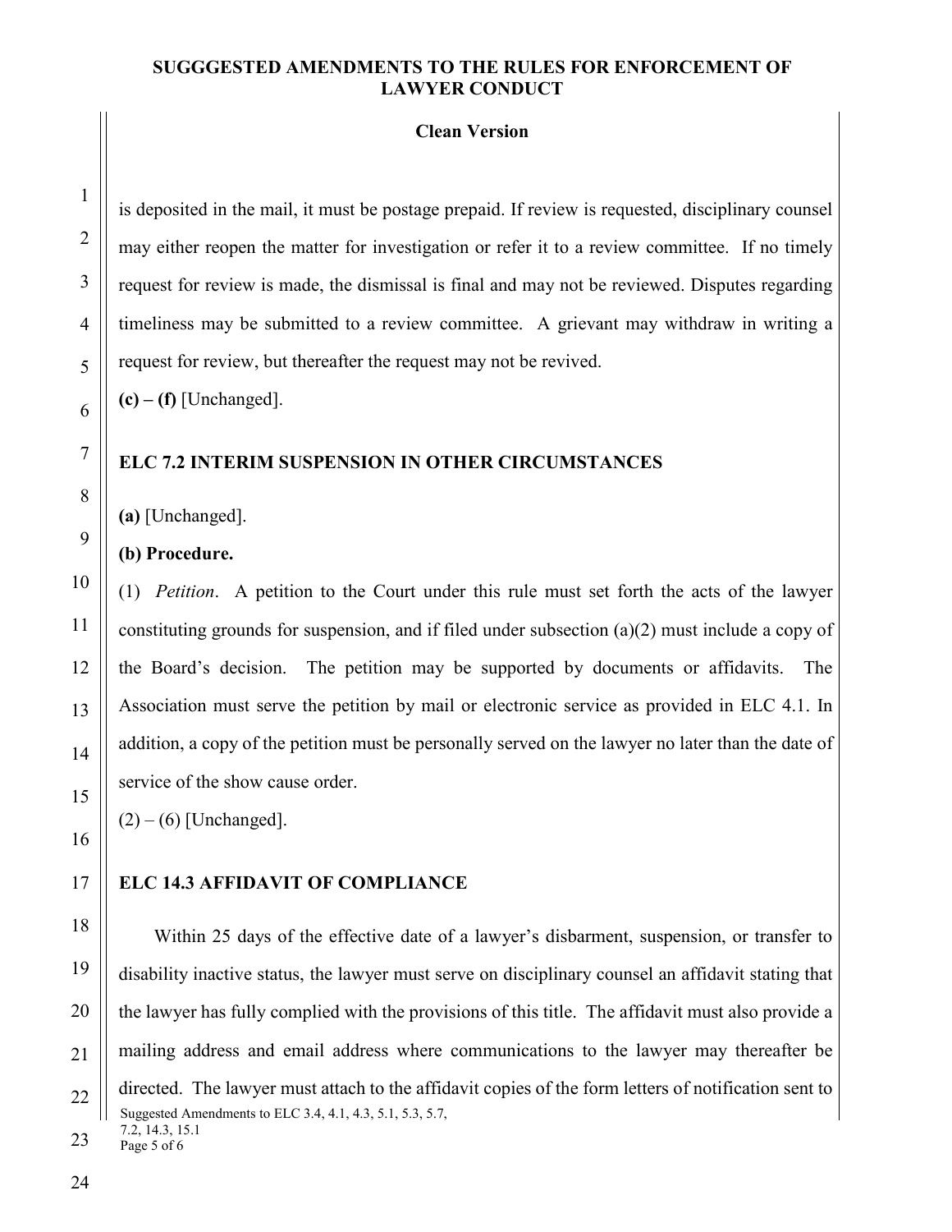is deposited in the mail, it must be postage prepaid. If review is requested, disciplinary counsel may either reopen the matter for investigation or refer it to a review committee. If no timely request for review is made, the dismissal is final and may not be reviewed. Disputes regarding timeliness may be submitted to a review committee. A grievant may withdraw in writing a request for review, but thereafter the request may not be revived.

**(c) – (f)** [Unchanged].

## ELC 7.2 INTERIM SUSPENSION IN OTHER CIRCUMSTANCES

**(a)** [Unchanged].

**(b) Procedure.**

(1) *Petition*. A petition to the Court under this rule must set forth the acts of the lawyer constituting grounds for suspension, and if filed under subsection (a)(2) must include a copy of the Board's decision. The petition may be supported by documents or affidavits. The Association must serve the petition by mail or electronic service as provided in ELC 4.1. In addition, a copy of the petition must be personally served on the lawyer no later than the date of service of the show cause order.

(2) – (6) [Unchanged].

## ELC 14.3 AFFIDAVIT OF COMPLIANCE

Within 25 days of the effective date of a lawyer's disbarment, suspension, or transfer to disability inactive status, the lawyer must serve on disciplinary counsel an affidavit stating that the lawyer has fully complied with the provisions of this title. The affidavit must also provide a mailing address and email address where communications to the lawyer may thereafter be directed. The lawyer must attach to the affidavit copies of the form letters of notification sent to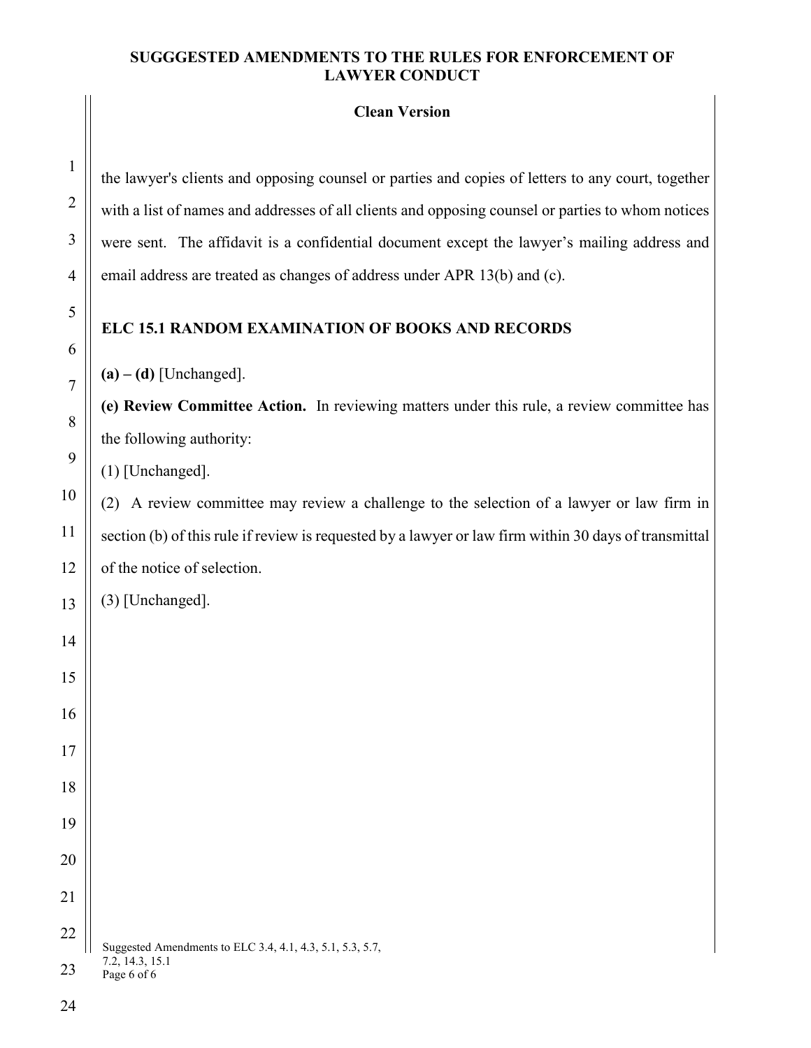the lawyer's clients and opposing counsel or parties and copies of letters to any court, together with a list of names and addresses of all clients and opposing counsel or parties to whom notices were sent. The affidavit is a confidential document except the lawyer's mailing address and email address are treated as changes of address under APR 13(b) and (c).

## ELC 15.1 RANDOM EXAMINATION OF BOOKS AND RECORDS

**(a) – (d)** [Unchanged].

**(e) Review Committee Action.** In reviewing matters under this rule, a review committee has the following authority:

(1) [Unchanged].

(2) A review committee may review a challenge to the selection of a lawyer or law firm in section (b) of this rule if review is requested by a lawyer or law firm within 30 days of transmittal of the notice of selection.

(3) [Unchanged].